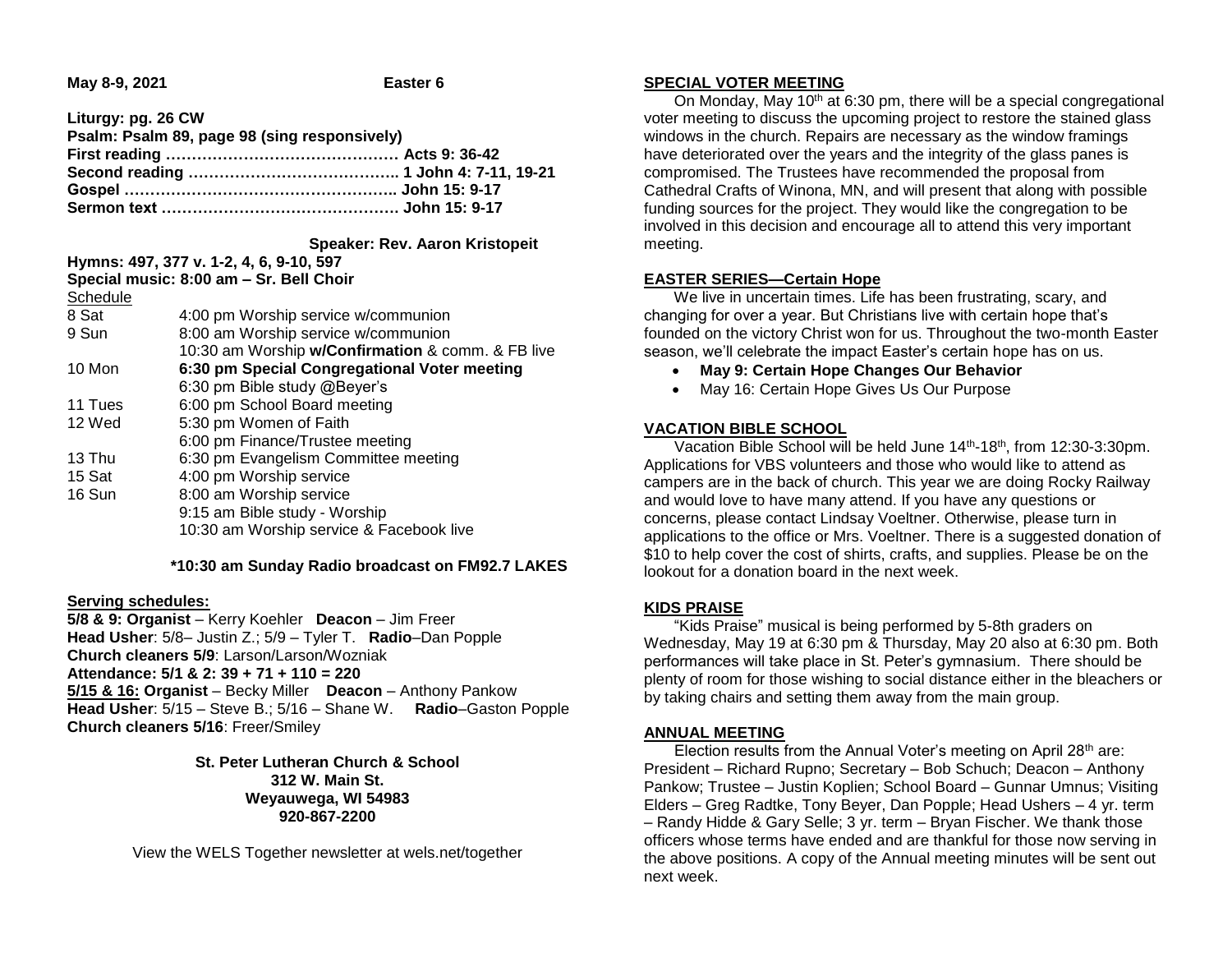**May 8-9, 2021 Easter 6**

**Liturgy: pg. 26 CW**
**Psalm: Psalm 89, page 98 (sing responsively)**
**First reading ……………………………………… Acts 9: 36-42**
**Second reading ………………………………….. 1 John 4: 7-11, 19-21**
**Gospel …………………………………………….. John 15: 9-17**
**Sermon text ………………………………………. John 15: 9-17**

**Speaker: Rev. Aaron Kristopeit**

**Hymns: 497, 377 v. 1-2, 4, 6, 9-10, 597**
**Special music: 8:00 am – Sr. Bell Choir**

Schedule

| | |
|---|---|
| 8 Sat | 4:00 pm Worship service w/communion |
| 9 Sun | 8:00 am Worship service w/communion |
| | 10:30 am Worship **w/Confirmation** & comm. & FB live |
| 10 Mon | **6:30 pm Special Congregational Voter meeting** |
| | 6:30 pm Bible study @Beyer's |
| 11 Tues | 6:00 pm School Board meeting |
| 12 Wed | 5:30 pm Women of Faith |
| | 6:00 pm Finance/Trustee meeting |
| 13 Thu | 6:30 pm Evangelism Committee meeting |
| 15 Sat | 4:00 pm Worship service |
| 16 Sun | 8:00 am Worship service |
| | 9:15 am Bible study - Worship |
| | 10:30 am Worship service & Facebook live |

**\*10:30 am Sunday Radio broadcast on FM92.7 LAKES**

**Serving schedules:**

**5/8 & 9: Organist** – Kerry Koehler **Deacon** – Jim Freer
**Head Usher**: 5/8– Justin Z.; 5/9 – Tyler T. **Radio**–Dan Popple
**Church cleaners 5/9**: Larson/Larson/Wozniak
**Attendance: 5/1 & 2: 39 + 71 + 110 = 220**
**5/15 & 16: Organist** – Becky Miller **Deacon** – Anthony Pankow
**Head Usher**: 5/15 – Steve B.; 5/16 – Shane W. **Radio**–Gaston Popple
**Church cleaners 5/16**: Freer/Smiley

**St. Peter Lutheran Church & School**
**312 W. Main St.**
**Weyauwega, WI 54983**
**920-867-2200**

View the WELS Together newsletter at wels.net/together

## SPECIAL VOTER MEETING

On Monday, May 10th at 6:30 pm, there will be a special congregational voter meeting to discuss the upcoming project to restore the stained glass windows in the church. Repairs are necessary as the window framings have deteriorated over the years and the integrity of the glass panes is compromised. The Trustees have recommended the proposal from Cathedral Crafts of Winona, MN, and will present that along with possible funding sources for the project. They would like the congregation to be involved in this decision and encourage all to attend this very important meeting.

## EASTER SERIES—Certain Hope

We live in uncertain times. Life has been frustrating, scary, and changing for over a year. But Christians live with certain hope that's founded on the victory Christ won for us. Throughout the two-month Easter season, we'll celebrate the impact Easter's certain hope has on us.

- **May 9: Certain Hope Changes Our Behavior**
- May 16: Certain Hope Gives Us Our Purpose

## VACATION BIBLE SCHOOL

Vacation Bible School will be held June 14th-18th, from 12:30-3:30pm. Applications for VBS volunteers and those who would like to attend as campers are in the back of church. This year we are doing Rocky Railway and would love to have many attend. If you have any questions or concerns, please contact Lindsay Voeltner. Otherwise, please turn in applications to the office or Mrs. Voeltner. There is a suggested donation of $10 to help cover the cost of shirts, crafts, and supplies. Please be on the lookout for a donation board in the next week.

## KIDS PRAISE

"Kids Praise" musical is being performed by 5-8th graders on Wednesday, May 19 at 6:30 pm & Thursday, May 20 also at 6:30 pm. Both performances will take place in St. Peter's gymnasium. There should be plenty of room for those wishing to social distance either in the bleachers or by taking chairs and setting them away from the main group.

## ANNUAL MEETING

Election results from the Annual Voter's meeting on April 28th are: President – Richard Rupno; Secretary – Bob Schuch; Deacon – Anthony Pankow; Trustee – Justin Koplien; School Board – Gunnar Umnus; Visiting Elders – Greg Radtke, Tony Beyer, Dan Popple; Head Ushers – 4 yr. term – Randy Hidde & Gary Selle; 3 yr. term – Bryan Fischer. We thank those officers whose terms have ended and are thankful for those now serving in the above positions. A copy of the Annual meeting minutes will be sent out next week.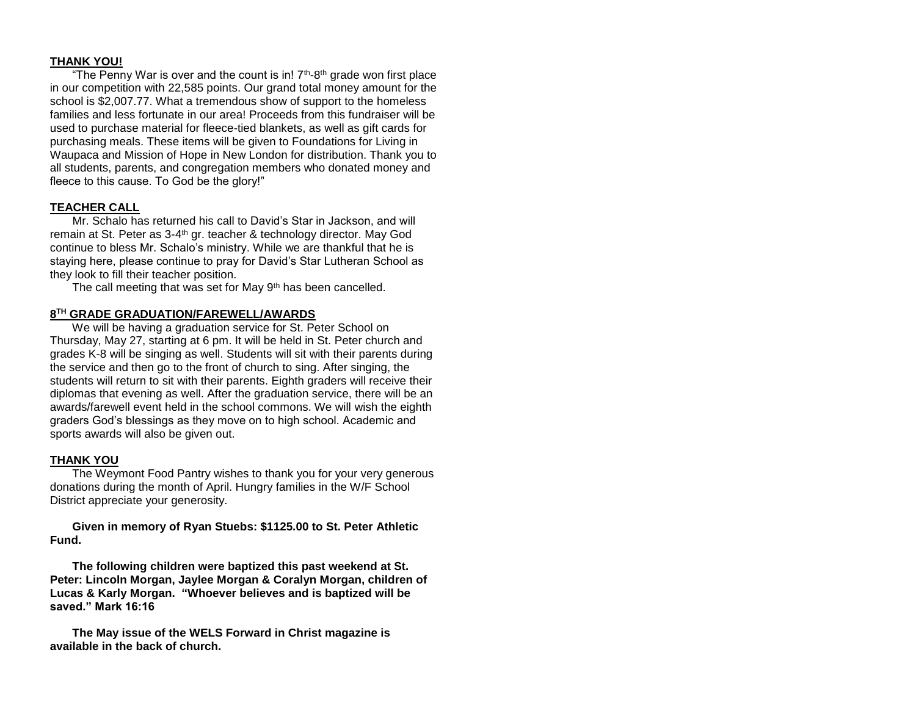**THANK YOU!**

"The Penny War is over and the count is in! 7th-8th grade won first place in our competition with 22,585 points. Our grand total money amount for the school is $2,007.77. What a tremendous show of support to the homeless families and less fortunate in our area! Proceeds from this fundraiser will be used to purchase material for fleece-tied blankets, as well as gift cards for purchasing meals. These items will be given to Foundations for Living in Waupaca and Mission of Hope in New London for distribution. Thank you to all students, parents, and congregation members who donated money and fleece to this cause. To God be the glory!"

**TEACHER CALL**

Mr. Schalo has returned his call to David's Star in Jackson, and will remain at St. Peter as 3-4th gr. teacher & technology director. May God continue to bless Mr. Schalo's ministry. While we are thankful that he is staying here, please continue to pray for David's Star Lutheran School as they look to fill their teacher position.

The call meeting that was set for May 9th has been cancelled.

**8TH GRADE GRADUATION/FAREWELL/AWARDS**

We will be having a graduation service for St. Peter School on Thursday, May 27, starting at 6 pm. It will be held in St. Peter church and grades K-8 will be singing as well. Students will sit with their parents during the service and then go to the front of church to sing. After singing, the students will return to sit with their parents. Eighth graders will receive their diplomas that evening as well. After the graduation service, there will be an awards/farewell event held in the school commons. We will wish the eighth graders God's blessings as they move on to high school. Academic and sports awards will also be given out.

**THANK YOU**

The Weymont Food Pantry wishes to thank you for your very generous donations during the month of April. Hungry families in the W/F School District appreciate your generosity.

**Given in memory of Ryan Stuebs: $1125.00 to St. Peter Athletic Fund.**

**The following children were baptized this past weekend at St. Peter: Lincoln Morgan, Jaylee Morgan & Coralyn Morgan, children of Lucas & Karly Morgan. "Whoever believes and is baptized will be saved." Mark 16:16**

**The May issue of the WELS Forward in Christ magazine is available in the back of church.**